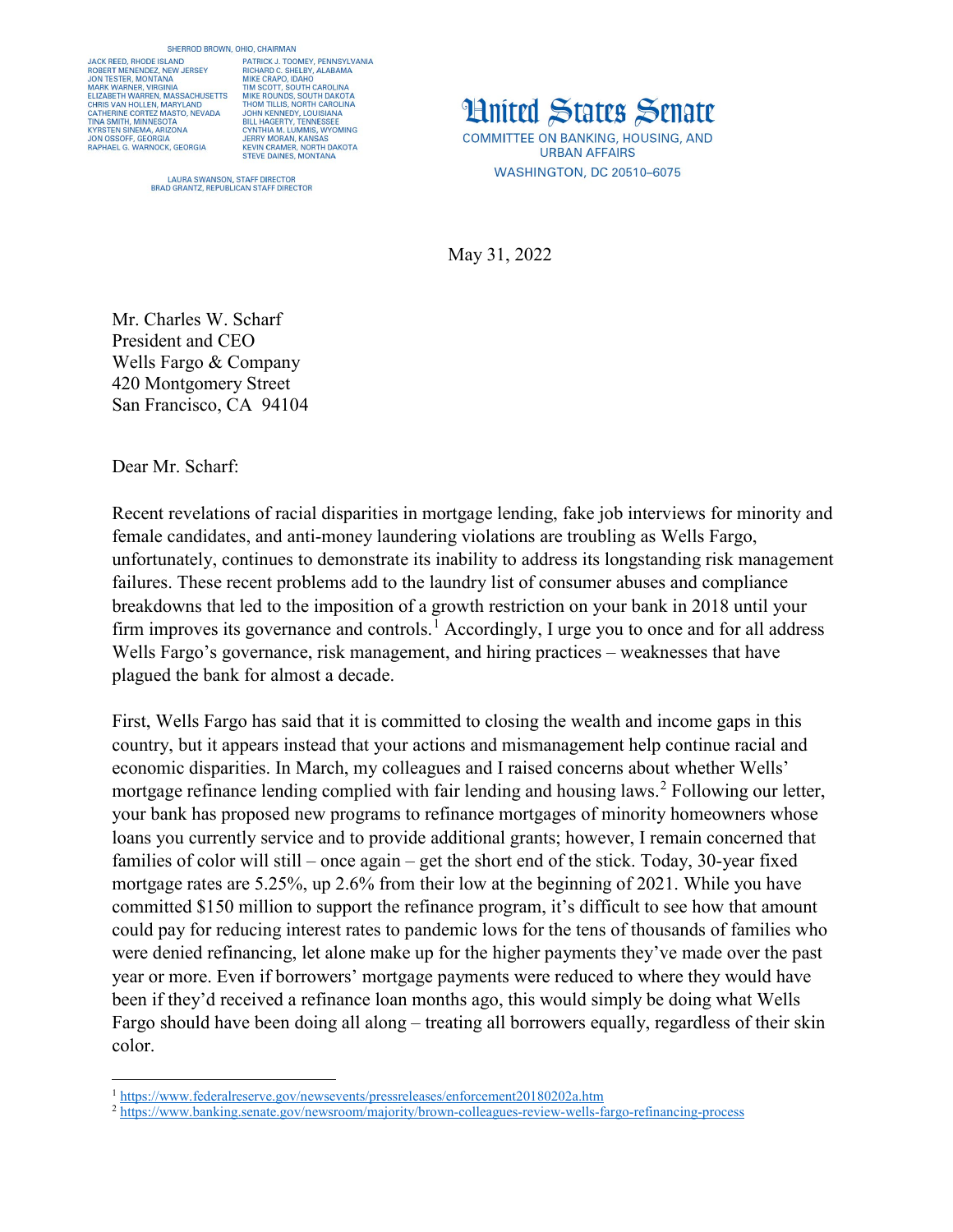SHERROD BROWN, OHIO, CHAIRMAN

JACK REED, RHODE ISLAND
ROBERT MENENDEZ, NEW JERSEY
JON TESTER, MONTANA
MARK WARNER, VIRGINIA
ELIZABETH WARREN, MASSACHUSETTS
CHRIS VAN HOLLEN, MARYLAND
CATHERINE CORTEZ MASTO, NEVADA
TINA SMITH, MINNESOTA
KYRSTEN SINEMA, ARIZONA
JON OSSOFF, GEORGIA
RAPHAEL G. WARNOCK, GEORGIA

PATRICK J. TOOMEY, PENNSYLVANIA
RICHARD C. SHELBY, ALABAMA
MIKE CRAPO, IDAHO
TIM SCOTT, SOUTH CAROLINA
MIKE ROUNDS, SOUTH DAKOTA
THOM TILLIS, NORTH CAROLINA
JOHN KENNEDY, LOUISIANA
BILL HAGERTY, TENNESSEE
CYNTHIA M. LUMMIS, WYOMING
JERRY MORAN, KANSAS
KEVIN CRAMER, NORTH DAKOTA
STEVE DAINES, MONTANA

LAURA SWANSON, STAFF DIRECTOR
BRAD GRANTZ, REPUBLICAN STAFF DIRECTOR

# United States Senate

COMMITTEE ON BANKING, HOUSING, AND URBAN AFFAIRS
WASHINGTON, DC 20510–6075

May 31, 2022

Mr. Charles W. Scharf
President and CEO
Wells Fargo & Company
420 Montgomery Street
San Francisco, CA 94104

Dear Mr. Scharf:

Recent revelations of racial disparities in mortgage lending, fake job interviews for minority and female candidates, and anti-money laundering violations are troubling as Wells Fargo, unfortunately, continues to demonstrate its inability to address its longstanding risk management failures. These recent problems add to the laundry list of consumer abuses and compliance breakdowns that led to the imposition of a growth restriction on your bank in 2018 until your firm improves its governance and controls.[1] Accordingly, I urge you to once and for all address Wells Fargo's governance, risk management, and hiring practices – weaknesses that have plagued the bank for almost a decade.

First, Wells Fargo has said that it is committed to closing the wealth and income gaps in this country, but it appears instead that your actions and mismanagement help continue racial and economic disparities. In March, my colleagues and I raised concerns about whether Wells' mortgage refinance lending complied with fair lending and housing laws.[2] Following our letter, your bank has proposed new programs to refinance mortgages of minority homeowners whose loans you currently service and to provide additional grants; however, I remain concerned that families of color will still – once again – get the short end of the stick. Today, 30-year fixed mortgage rates are 5.25%, up 2.6% from their low at the beginning of 2021. While you have committed $150 million to support the refinance program, it's difficult to see how that amount could pay for reducing interest rates to pandemic lows for the tens of thousands of families who were denied refinancing, let alone make up for the higher payments they've made over the past year or more. Even if borrowers' mortgage payments were reduced to where they would have been if they'd received a refinance loan months ago, this would simply be doing what Wells Fargo should have been doing all along – treating all borrowers equally, regardless of their skin color.

---

[1] https://www.federalreserve.gov/newsevents/pressreleases/enforcement20180202a.htm

[2] https://www.banking.senate.gov/newsroom/majority/brown-colleagues-review-wells-fargo-refinancing-process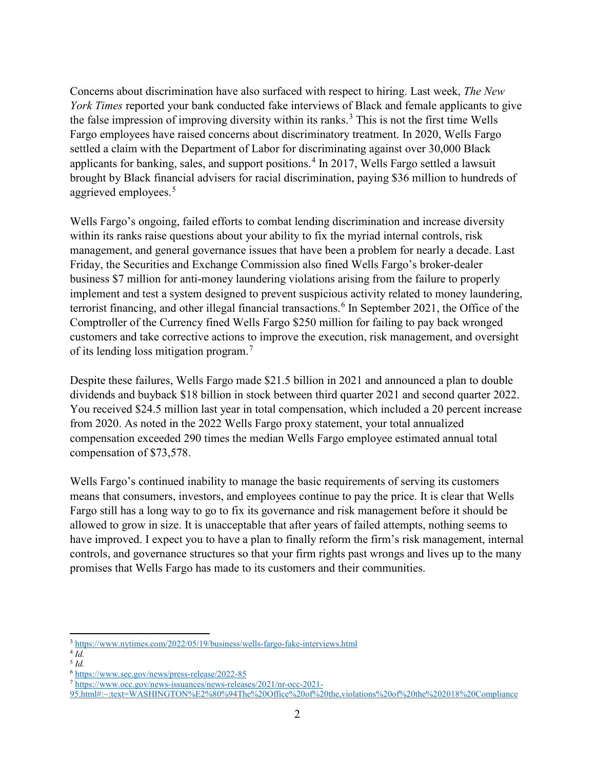Concerns about discrimination have also surfaced with respect to hiring. Last week, *The New York Times* reported your bank conducted fake interviews of Black and female applicants to give the false impression of improving diversity within its ranks.[3] This is not the first time Wells Fargo employees have raised concerns about discriminatory treatment. In 2020, Wells Fargo settled a claim with the Department of Labor for discriminating against over 30,000 Black applicants for banking, sales, and support positions.[4] In 2017, Wells Fargo settled a lawsuit brought by Black financial advisers for racial discrimination, paying $36 million to hundreds of aggrieved employees.[5]

Wells Fargo's ongoing, failed efforts to combat lending discrimination and increase diversity within its ranks raise questions about your ability to fix the myriad internal controls, risk management, and general governance issues that have been a problem for nearly a decade. Last Friday, the Securities and Exchange Commission also fined Wells Fargo's broker-dealer business $7 million for anti-money laundering violations arising from the failure to properly implement and test a system designed to prevent suspicious activity related to money laundering, terrorist financing, and other illegal financial transactions.[6] In September 2021, the Office of the Comptroller of the Currency fined Wells Fargo $250 million for failing to pay back wronged customers and take corrective actions to improve the execution, risk management, and oversight of its lending loss mitigation program.[7]

Despite these failures, Wells Fargo made $21.5 billion in 2021 and announced a plan to double dividends and buyback $18 billion in stock between third quarter 2021 and second quarter 2022. You received $24.5 million last year in total compensation, which included a 20 percent increase from 2020. As noted in the 2022 Wells Fargo proxy statement, your total annualized compensation exceeded 290 times the median Wells Fargo employee estimated annual total compensation of $73,578.

Wells Fargo's continued inability to manage the basic requirements of serving its customers means that consumers, investors, and employees continue to pay the price. It is clear that Wells Fargo still has a long way to go to fix its governance and risk management before it should be allowed to grow in size. It is unacceptable that after years of failed attempts, nothing seems to have improved. I expect you to have a plan to finally reform the firm's risk management, internal controls, and governance structures so that your firm rights past wrongs and lives up to the many promises that Wells Fargo has made to its customers and their communities.

---

[3] https://www.nytimes.com/2022/05/19/business/wells-fargo-fake-interviews.html

[4] *Id.*

[5] *Id.*

[6] https://www.sec.gov/news/press-release/2022-85

[7] https://www.occ.gov/news-issuances/news-releases/2021/nr-occ-2021-95.html#:~:text=WASHINGTON%E2%80%94The%20Office%20of%20the,violations%20of%20the%202018%20Compliance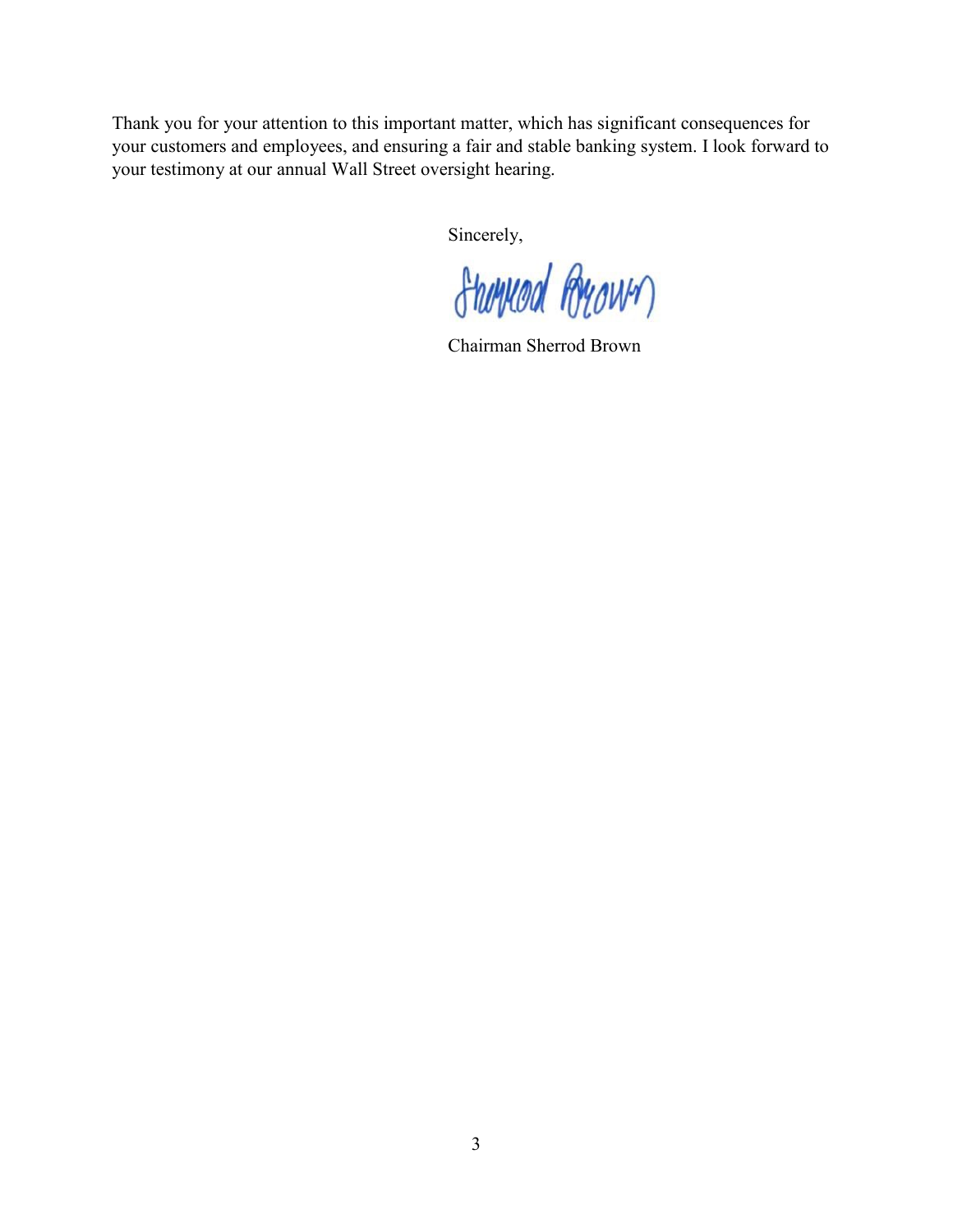Thank you for your attention to this important matter, which has significant consequences for your customers and employees, and ensuring a fair and stable banking system. I look forward to your testimony at our annual Wall Street oversight hearing.

Sincerely,

Sherrod Brown

Chairman Sherrod Brown